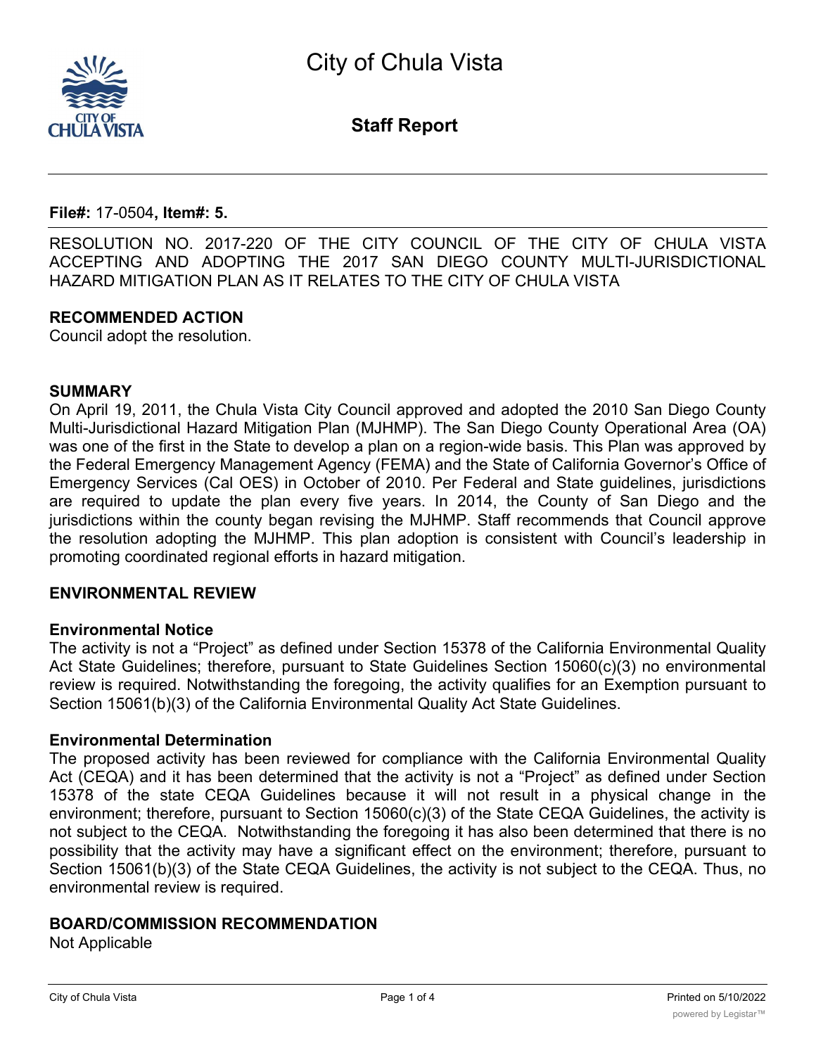# City of Chula Vista

## Staff Report

**File#:** 17-0504**, Item#: 5.**

RESOLUTION NO. 2017-220 OF THE CITY COUNCIL OF THE CITY OF CHULA VISTA ACCEPTING AND ADOPTING THE 2017 SAN DIEGO COUNTY MULTI-JURISDICTIONAL HAZARD MITIGATION PLAN AS IT RELATES TO THE CITY OF CHULA VISTA

### RECOMMENDED ACTION

Council adopt the resolution.

### SUMMARY

On April 19, 2011, the Chula Vista City Council approved and adopted the 2010 San Diego County Multi-Jurisdictional Hazard Mitigation Plan (MJHMP). The San Diego County Operational Area (OA) was one of the first in the State to develop a plan on a region-wide basis. This Plan was approved by the Federal Emergency Management Agency (FEMA) and the State of California Governor's Office of Emergency Services (Cal OES) in October of 2010. Per Federal and State guidelines, jurisdictions are required to update the plan every five years. In 2014, the County of San Diego and the jurisdictions within the county began revising the MJHMP. Staff recommends that Council approve the resolution adopting the MJHMP. This plan adoption is consistent with Council's leadership in promoting coordinated regional efforts in hazard mitigation.

### ENVIRONMENTAL REVIEW

#### Environmental Notice

The activity is not a "Project" as defined under Section 15378 of the California Environmental Quality Act State Guidelines; therefore, pursuant to State Guidelines Section 15060(c)(3) no environmental review is required. Notwithstanding the foregoing, the activity qualifies for an Exemption pursuant to Section 15061(b)(3) of the California Environmental Quality Act State Guidelines.

#### Environmental Determination

The proposed activity has been reviewed for compliance with the California Environmental Quality Act (CEQA) and it has been determined that the activity is not a "Project" as defined under Section 15378 of the state CEQA Guidelines because it will not result in a physical change in the environment; therefore, pursuant to Section 15060(c)(3) of the State CEQA Guidelines, the activity is not subject to the CEQA. Notwithstanding the foregoing it has also been determined that there is no possibility that the activity may have a significant effect on the environment; therefore, pursuant to Section 15061(b)(3) of the State CEQA Guidelines, the activity is not subject to the CEQA. Thus, no environmental review is required.

### BOARD/COMMISSION RECOMMENDATION

Not Applicable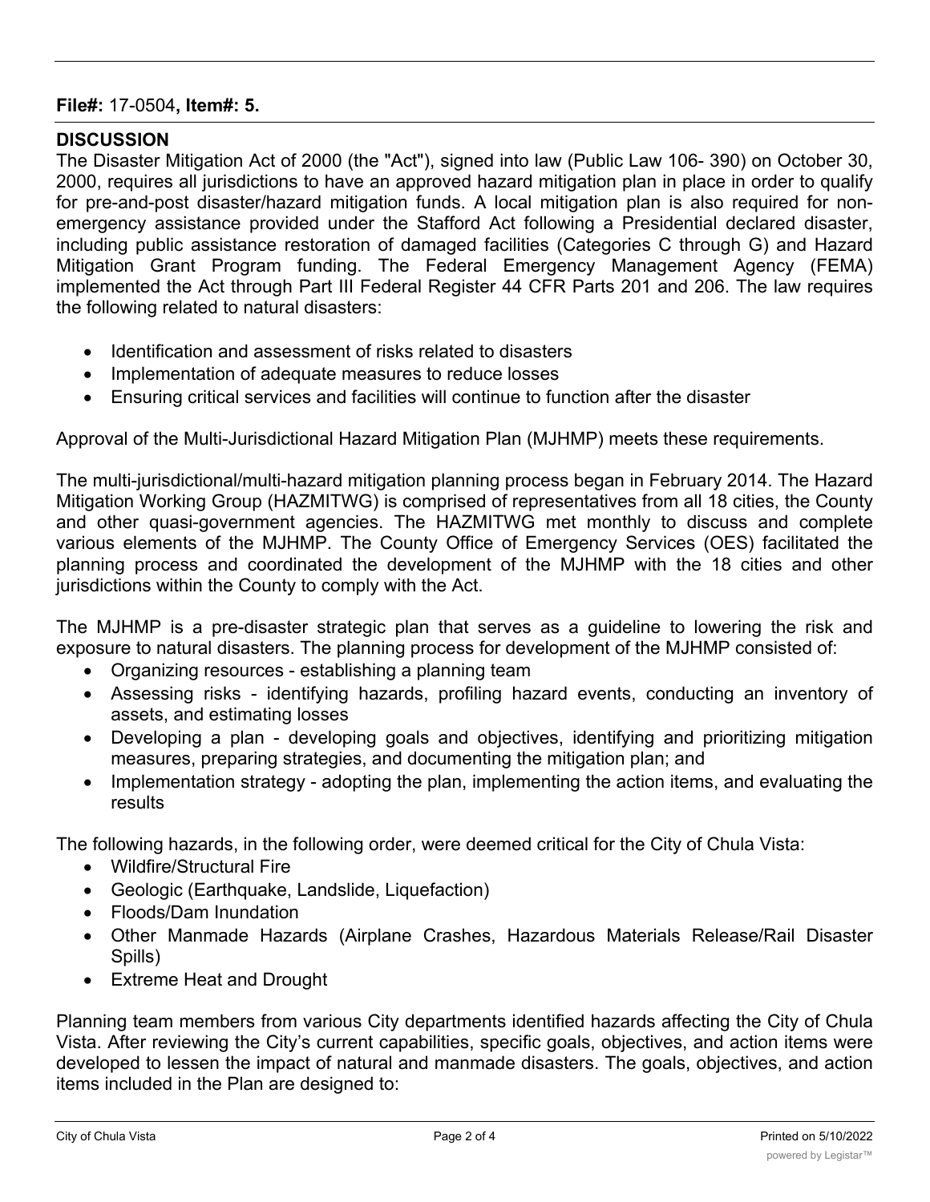**File#:** 17-0504**, Item#: 5.**

**DISCUSSION**

The Disaster Mitigation Act of 2000 (the "Act"), signed into law (Public Law 106- 390) on October 30, 2000, requires all jurisdictions to have an approved hazard mitigation plan in place in order to qualify for pre-and-post disaster/hazard mitigation funds. A local mitigation plan is also required for non-emergency assistance provided under the Stafford Act following a Presidential declared disaster, including public assistance restoration of damaged facilities (Categories C through G) and Hazard Mitigation Grant Program funding. The Federal Emergency Management Agency (FEMA) implemented the Act through Part III Federal Register 44 CFR Parts 201 and 206. The law requires the following related to natural disasters:

- Identification and assessment of risks related to disasters
- Implementation of adequate measures to reduce losses
- Ensuring critical services and facilities will continue to function after the disaster

Approval of the Multi-Jurisdictional Hazard Mitigation Plan (MJHMP) meets these requirements.

The multi-jurisdictional/multi-hazard mitigation planning process began in February 2014. The Hazard Mitigation Working Group (HAZMITWG) is comprised of representatives from all 18 cities, the County and other quasi-government agencies. The HAZMITWG met monthly to discuss and complete various elements of the MJHMP. The County Office of Emergency Services (OES) facilitated the planning process and coordinated the development of the MJHMP with the 18 cities and other jurisdictions within the County to comply with the Act.

The MJHMP is a pre-disaster strategic plan that serves as a guideline to lowering the risk and exposure to natural disasters. The planning process for development of the MJHMP consisted of:

- Organizing resources - establishing a planning team
- Assessing risks - identifying hazards, profiling hazard events, conducting an inventory of assets, and estimating losses
- Developing a plan - developing goals and objectives, identifying and prioritizing mitigation measures, preparing strategies, and documenting the mitigation plan; and
- Implementation strategy - adopting the plan, implementing the action items, and evaluating the results

The following hazards, in the following order, were deemed critical for the City of Chula Vista:

- Wildfire/Structural Fire
- Geologic (Earthquake, Landslide, Liquefaction)
- Floods/Dam Inundation
- Other Manmade Hazards (Airplane Crashes, Hazardous Materials Release/Rail Disaster Spills)
- Extreme Heat and Drought

Planning team members from various City departments identified hazards affecting the City of Chula Vista. After reviewing the City's current capabilities, specific goals, objectives, and action items were developed to lessen the impact of natural and manmade disasters. The goals, objectives, and action items included in the Plan are designed to: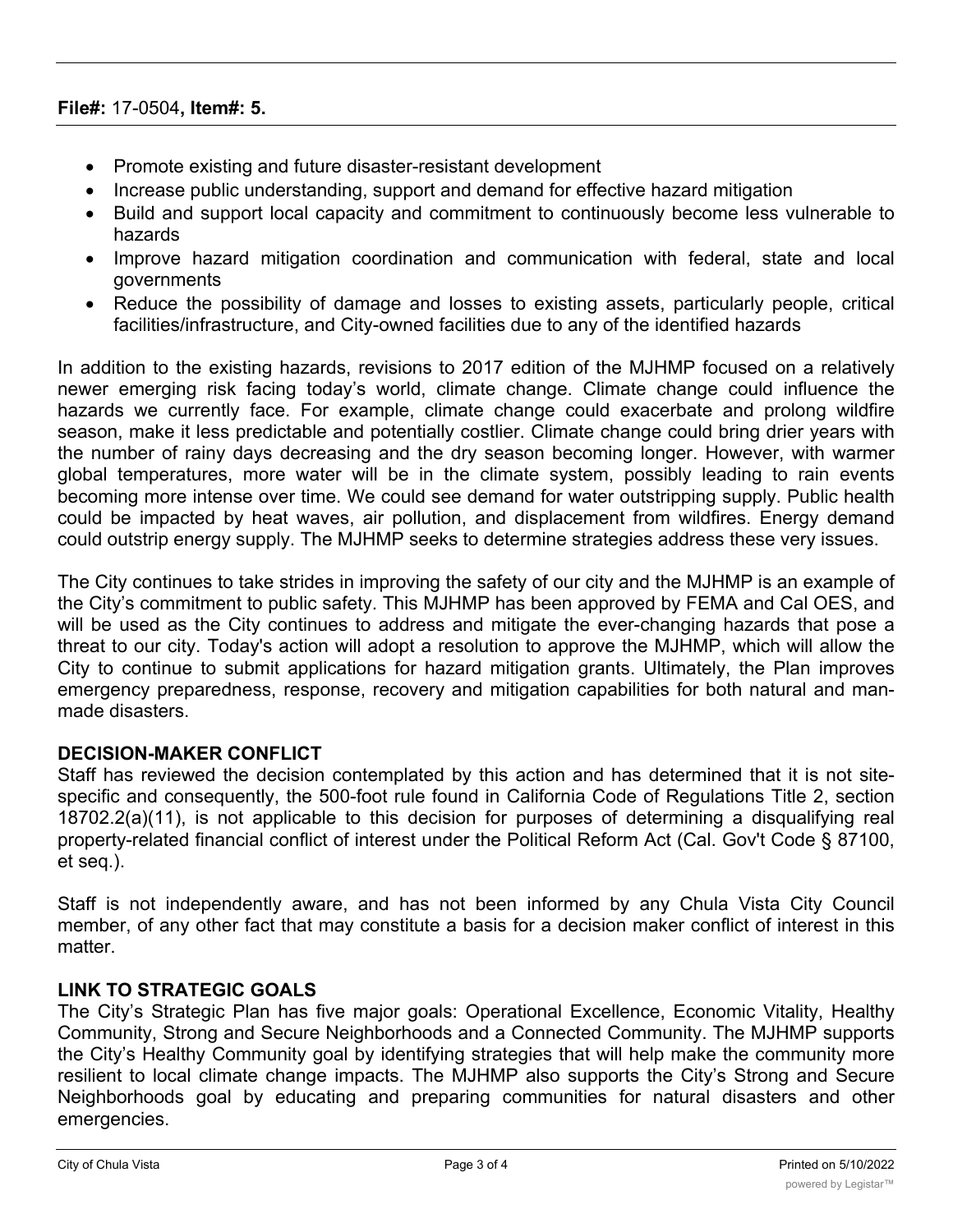- Promote existing and future disaster-resistant development
- Increase public understanding, support and demand for effective hazard mitigation
- Build and support local capacity and commitment to continuously become less vulnerable to hazards
- Improve hazard mitigation coordination and communication with federal, state and local governments
- Reduce the possibility of damage and losses to existing assets, particularly people, critical facilities/infrastructure, and City-owned facilities due to any of the identified hazards

In addition to the existing hazards, revisions to 2017 edition of the MJHMP focused on a relatively newer emerging risk facing today's world, climate change. Climate change could influence the hazards we currently face. For example, climate change could exacerbate and prolong wildfire season, make it less predictable and potentially costlier. Climate change could bring drier years with the number of rainy days decreasing and the dry season becoming longer. However, with warmer global temperatures, more water will be in the climate system, possibly leading to rain events becoming more intense over time. We could see demand for water outstripping supply. Public health could be impacted by heat waves, air pollution, and displacement from wildfires. Energy demand could outstrip energy supply. The MJHMP seeks to determine strategies address these very issues.

The City continues to take strides in improving the safety of our city and the MJHMP is an example of the City's commitment to public safety. This MJHMP has been approved by FEMA and Cal OES, and will be used as the City continues to address and mitigate the ever-changing hazards that pose a threat to our city. Today's action will adopt a resolution to approve the MJHMP, which will allow the City to continue to submit applications for hazard mitigation grants. Ultimately, the Plan improves emergency preparedness, response, recovery and mitigation capabilities for both natural and man-made disasters.

**DECISION-MAKER CONFLICT**

Staff has reviewed the decision contemplated by this action and has determined that it is not site-specific and consequently, the 500-foot rule found in California Code of Regulations Title 2, section 18702.2(a)(11), is not applicable to this decision for purposes of determining a disqualifying real property-related financial conflict of interest under the Political Reform Act (Cal. Gov't Code § 87100, et seq.).

Staff is not independently aware, and has not been informed by any Chula Vista City Council member, of any other fact that may constitute a basis for a decision maker conflict of interest in this matter.

**LINK TO STRATEGIC GOALS**

The City's Strategic Plan has five major goals: Operational Excellence, Economic Vitality, Healthy Community, Strong and Secure Neighborhoods and a Connected Community. The MJHMP supports the City's Healthy Community goal by identifying strategies that will help make the community more resilient to local climate change impacts. The MJHMP also supports the City's Strong and Secure Neighborhoods goal by educating and preparing communities for natural disasters and other emergencies.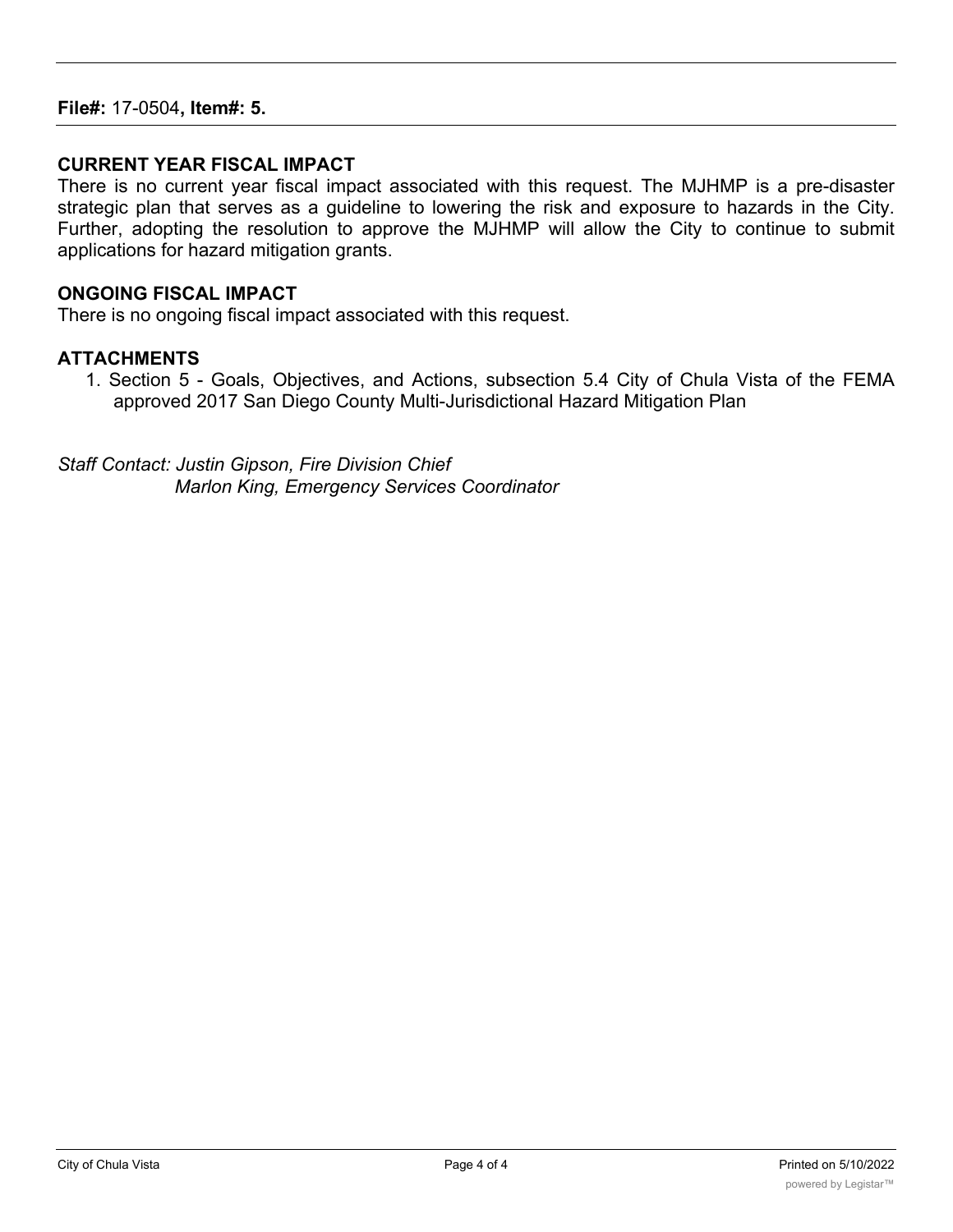**File#:** 17-0504**, Item#: 5.**

## CURRENT YEAR FISCAL IMPACT

There is no current year fiscal impact associated with this request. The MJHMP is a pre-disaster strategic plan that serves as a guideline to lowering the risk and exposure to hazards in the City. Further, adopting the resolution to approve the MJHMP will allow the City to continue to submit applications for hazard mitigation grants.

## ONGOING FISCAL IMPACT

There is no ongoing fiscal impact associated with this request.

## ATTACHMENTS

1. Section 5 - Goals, Objectives, and Actions, subsection 5.4 City of Chula Vista of the FEMA approved 2017 San Diego County Multi-Jurisdictional Hazard Mitigation Plan

*Staff Contact: Justin Gipson, Fire Division Chief*
*Marlon King, Emergency Services Coordinator*